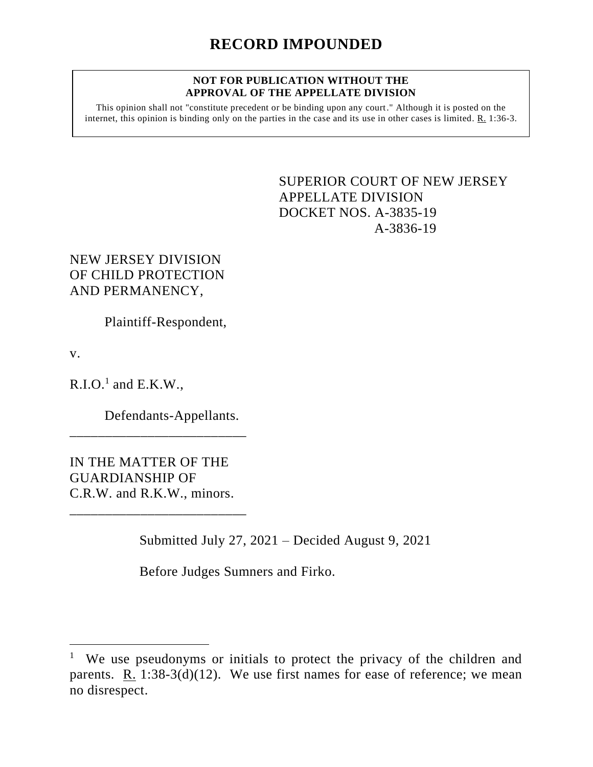# RECORD IMPOUNDED

**NOT FOR PUBLICATION WITHOUT THE APPROVAL OF THE APPELLATE DIVISION**

This opinion shall not "constitute precedent or be binding upon any court." Although it is posted on the internet, this opinion is binding only on the parties in the case and its use in other cases is limited. R. 1:36-3.

SUPERIOR COURT OF NEW JERSEY
APPELLATE DIVISION
DOCKET NOS. A-3835-19
A-3836-19

NEW JERSEY DIVISION OF CHILD PROTECTION AND PERMANENCY,

Plaintiff-Respondent,

v.

R.I.O.[1] and E.K.W.,

Defendants-Appellants.

_________________________

IN THE MATTER OF THE GUARDIANSHIP OF C.R.W. and R.K.W., minors.

_________________________

Submitted July 27, 2021 – Decided August 9, 2021

Before Judges Sumners and Firko.

---

[1] We use pseudonyms or initials to protect the privacy of the children and parents. R. 1:38-3(d)(12). We use first names for ease of reference; we mean no disrespect.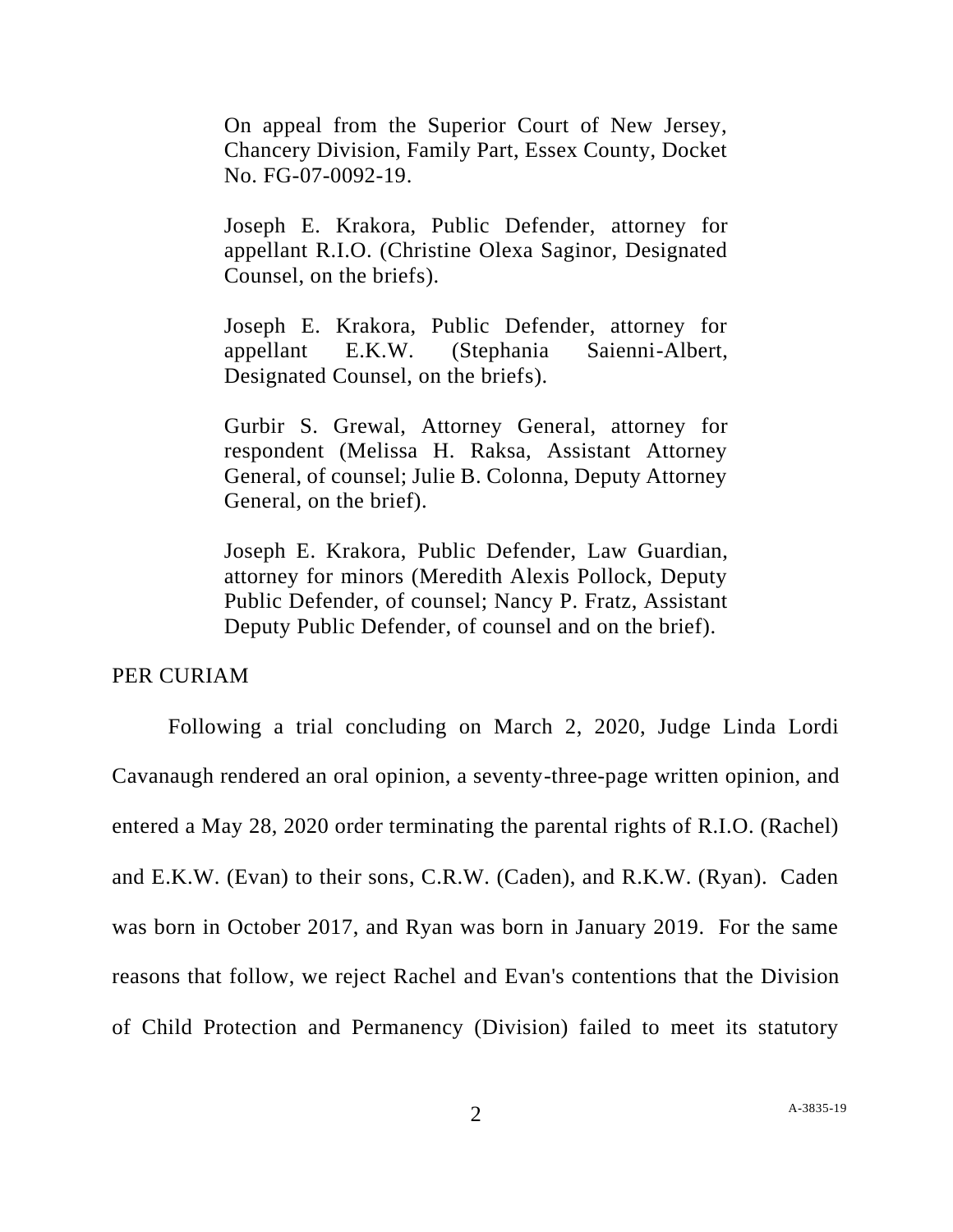On appeal from the Superior Court of New Jersey, Chancery Division, Family Part, Essex County, Docket No. FG-07-0092-19.

Joseph E. Krakora, Public Defender, attorney for appellant R.I.O. (Christine Olexa Saginor, Designated Counsel, on the briefs).

Joseph E. Krakora, Public Defender, attorney for appellant E.K.W. (Stephania Saienni-Albert, Designated Counsel, on the briefs).

Gurbir S. Grewal, Attorney General, attorney for respondent (Melissa H. Raksa, Assistant Attorney General, of counsel; Julie B. Colonna, Deputy Attorney General, on the brief).

Joseph E. Krakora, Public Defender, Law Guardian, attorney for minors (Meredith Alexis Pollock, Deputy Public Defender, of counsel; Nancy P. Fratz, Assistant Deputy Public Defender, of counsel and on the brief).

PER CURIAM

Following a trial concluding on March 2, 2020, Judge Linda Lordi Cavanaugh rendered an oral opinion, a seventy-three-page written opinion, and entered a May 28, 2020 order terminating the parental rights of R.I.O. (Rachel) and E.K.W. (Evan) to their sons, C.R.W. (Caden), and R.K.W. (Ryan). Caden was born in October 2017, and Ryan was born in January 2019. For the same reasons that follow, we reject Rachel and Evan's contentions that the Division of Child Protection and Permanency (Division) failed to meet its statutory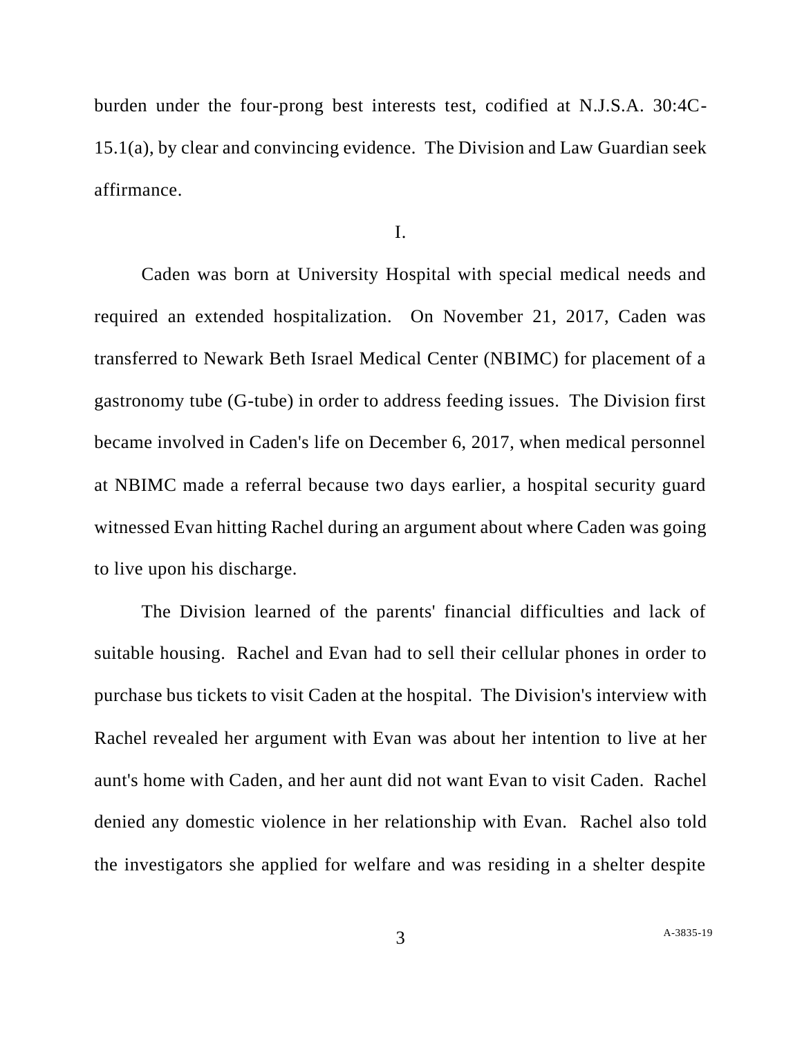burden under the four-prong best interests test, codified at N.J.S.A. 30:4C-15.1(a), by clear and convincing evidence. The Division and Law Guardian seek affirmance.

I.

Caden was born at University Hospital with special medical needs and required an extended hospitalization. On November 21, 2017, Caden was transferred to Newark Beth Israel Medical Center (NBIMC) for placement of a gastronomy tube (G-tube) in order to address feeding issues. The Division first became involved in Caden's life on December 6, 2017, when medical personnel at NBIMC made a referral because two days earlier, a hospital security guard witnessed Evan hitting Rachel during an argument about where Caden was going to live upon his discharge.

The Division learned of the parents' financial difficulties and lack of suitable housing. Rachel and Evan had to sell their cellular phones in order to purchase bus tickets to visit Caden at the hospital. The Division's interview with Rachel revealed her argument with Evan was about her intention to live at her aunt's home with Caden, and her aunt did not want Evan to visit Caden. Rachel denied any domestic violence in her relationship with Evan. Rachel also told the investigators she applied for welfare and was residing in a shelter despite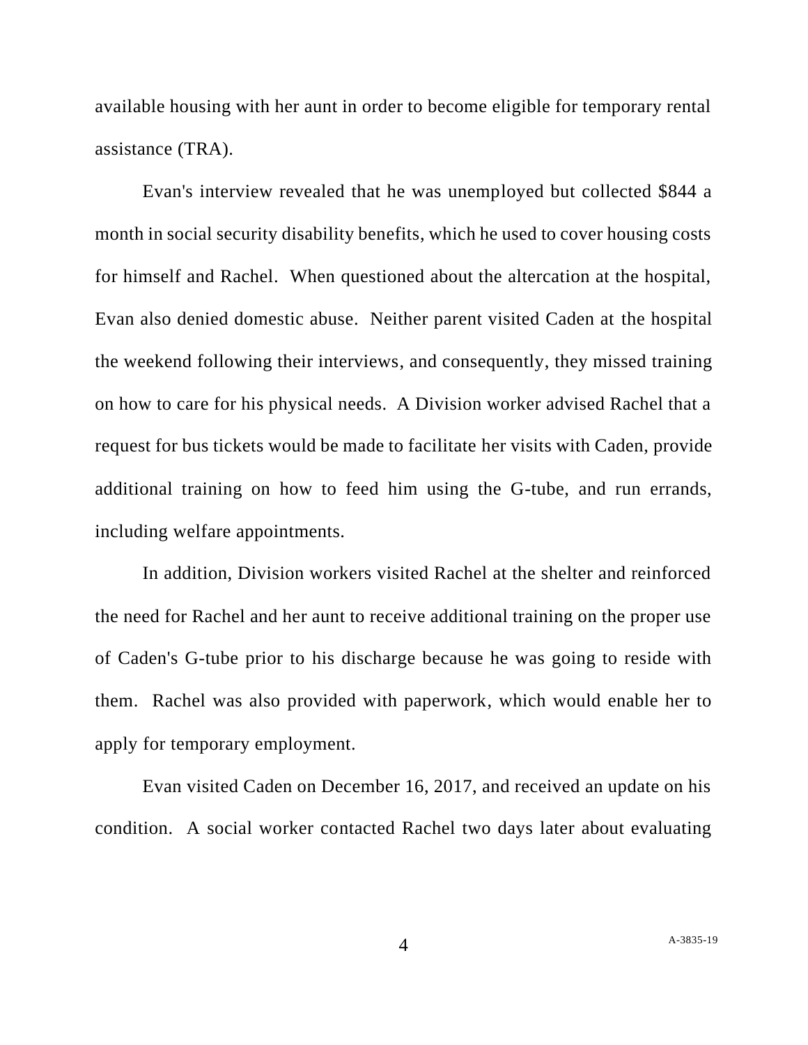available housing with her aunt in order to become eligible for temporary rental assistance (TRA).

Evan's interview revealed that he was unemployed but collected $844 a month in social security disability benefits, which he used to cover housing costs for himself and Rachel. When questioned about the altercation at the hospital, Evan also denied domestic abuse. Neither parent visited Caden at the hospital the weekend following their interviews, and consequently, they missed training on how to care for his physical needs. A Division worker advised Rachel that a request for bus tickets would be made to facilitate her visits with Caden, provide additional training on how to feed him using the G-tube, and run errands, including welfare appointments.

In addition, Division workers visited Rachel at the shelter and reinforced the need for Rachel and her aunt to receive additional training on the proper use of Caden's G-tube prior to his discharge because he was going to reside with them. Rachel was also provided with paperwork, which would enable her to apply for temporary employment.

Evan visited Caden on December 16, 2017, and received an update on his condition. A social worker contacted Rachel two days later about evaluating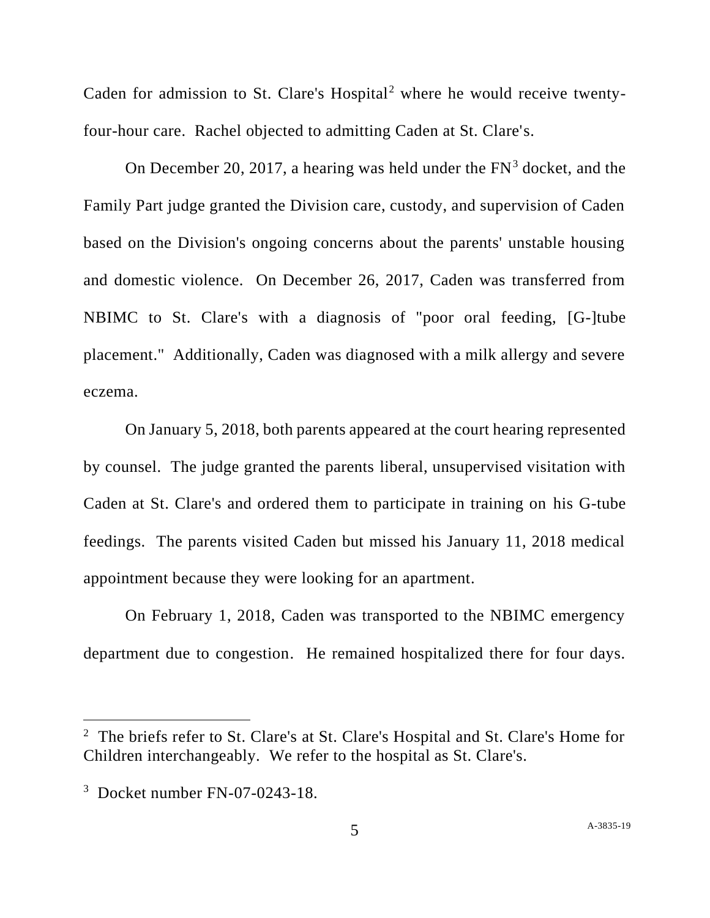Caden for admission to St. Clare's Hospital[2] where he would receive twenty-four-hour care. Rachel objected to admitting Caden at St. Clare's.

On December 20, 2017, a hearing was held under the FN[3] docket, and the Family Part judge granted the Division care, custody, and supervision of Caden based on the Division's ongoing concerns about the parents' unstable housing and domestic violence. On December 26, 2017, Caden was transferred from NBIMC to St. Clare's with a diagnosis of "poor oral feeding, [G-]tube placement." Additionally, Caden was diagnosed with a milk allergy and severe eczema.

On January 5, 2018, both parents appeared at the court hearing represented by counsel. The judge granted the parents liberal, unsupervised visitation with Caden at St. Clare's and ordered them to participate in training on his G-tube feedings. The parents visited Caden but missed his January 11, 2018 medical appointment because they were looking for an apartment.

On February 1, 2018, Caden was transported to the NBIMC emergency department due to congestion. He remained hospitalized there for four days.

---

[2] The briefs refer to St. Clare's at St. Clare's Hospital and St. Clare's Home for Children interchangeably. We refer to the hospital as St. Clare's.

[3] Docket number FN-07-0243-18.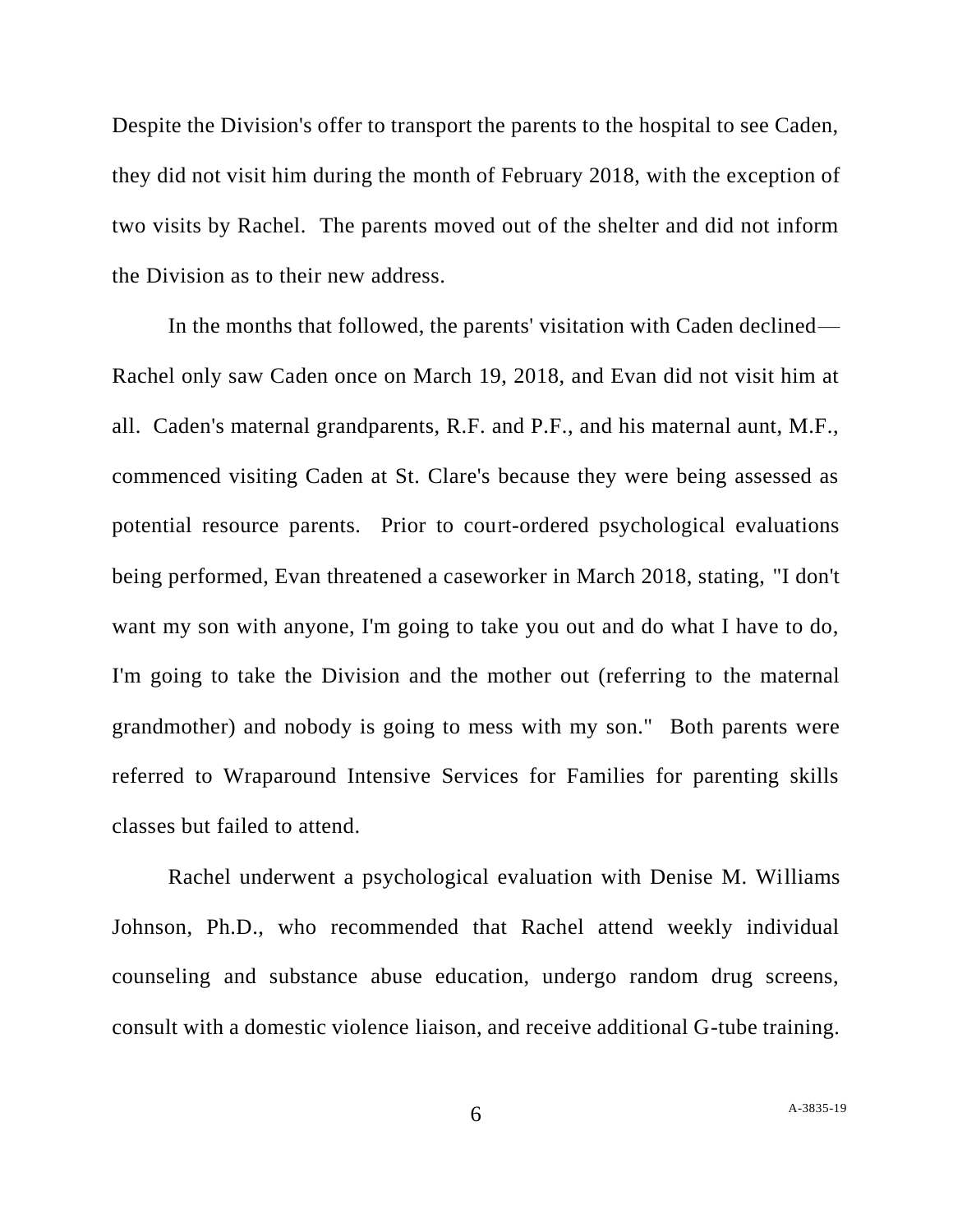Despite the Division's offer to transport the parents to the hospital to see Caden, they did not visit him during the month of February 2018, with the exception of two visits by Rachel. The parents moved out of the shelter and did not inform the Division as to their new address.

In the months that followed, the parents' visitation with Caden declined—Rachel only saw Caden once on March 19, 2018, and Evan did not visit him at all. Caden's maternal grandparents, R.F. and P.F., and his maternal aunt, M.F., commenced visiting Caden at St. Clare's because they were being assessed as potential resource parents. Prior to court-ordered psychological evaluations being performed, Evan threatened a caseworker in March 2018, stating, "I don't want my son with anyone, I'm going to take you out and do what I have to do, I'm going to take the Division and the mother out (referring to the maternal grandmother) and nobody is going to mess with my son." Both parents were referred to Wraparound Intensive Services for Families for parenting skills classes but failed to attend.

Rachel underwent a psychological evaluation with Denise M. Williams Johnson, Ph.D., who recommended that Rachel attend weekly individual counseling and substance abuse education, undergo random drug screens, consult with a domestic violence liaison, and receive additional G-tube training.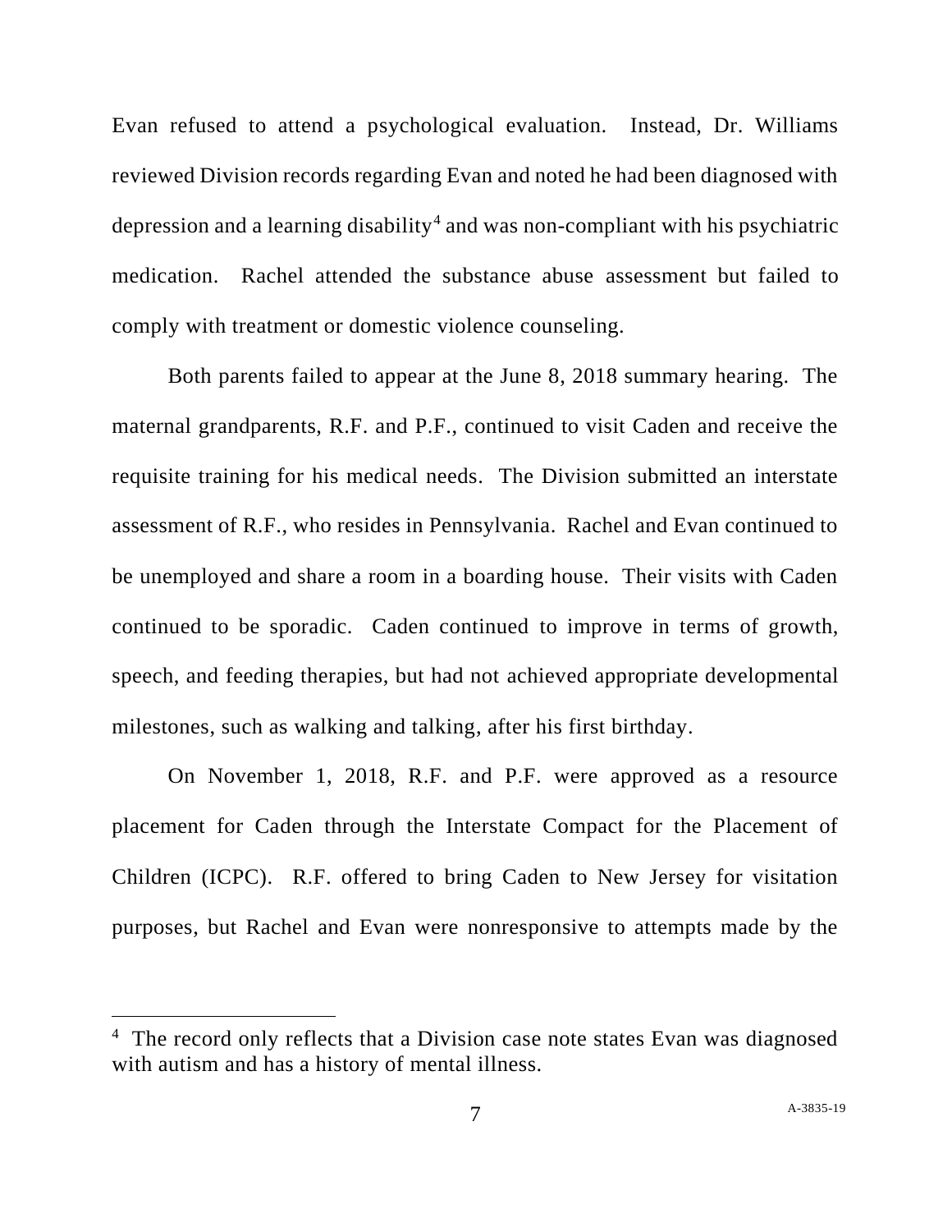Evan refused to attend a psychological evaluation. Instead, Dr. Williams reviewed Division records regarding Evan and noted he had been diagnosed with depression and a learning disability[4] and was non-compliant with his psychiatric medication. Rachel attended the substance abuse assessment but failed to comply with treatment or domestic violence counseling.

Both parents failed to appear at the June 8, 2018 summary hearing. The maternal grandparents, R.F. and P.F., continued to visit Caden and receive the requisite training for his medical needs. The Division submitted an interstate assessment of R.F., who resides in Pennsylvania. Rachel and Evan continued to be unemployed and share a room in a boarding house. Their visits with Caden continued to be sporadic. Caden continued to improve in terms of growth, speech, and feeding therapies, but had not achieved appropriate developmental milestones, such as walking and talking, after his first birthday.

On November 1, 2018, R.F. and P.F. were approved as a resource placement for Caden through the Interstate Compact for the Placement of Children (ICPC). R.F. offered to bring Caden to New Jersey for visitation purposes, but Rachel and Evan were nonresponsive to attempts made by the

[4] The record only reflects that a Division case note states Evan was diagnosed with autism and has a history of mental illness.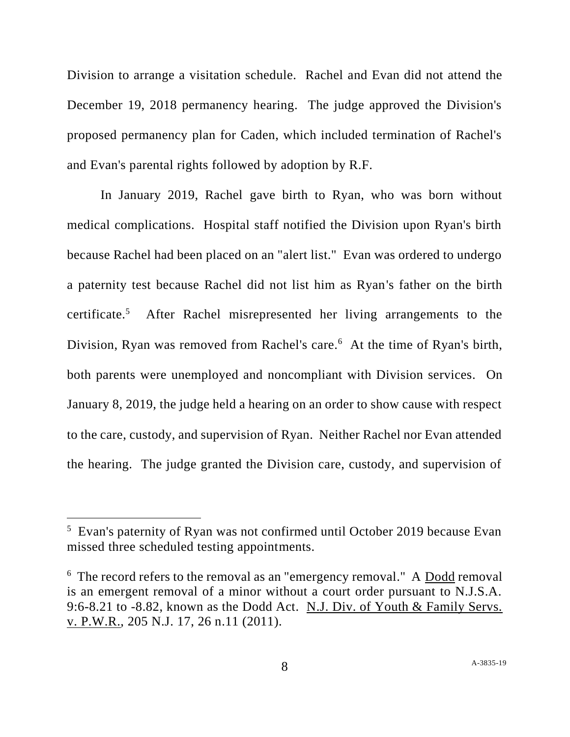Division to arrange a visitation schedule. Rachel and Evan did not attend the December 19, 2018 permanency hearing. The judge approved the Division's proposed permanency plan for Caden, which included termination of Rachel's and Evan's parental rights followed by adoption by R.F.

In January 2019, Rachel gave birth to Ryan, who was born without medical complications. Hospital staff notified the Division upon Ryan's birth because Rachel had been placed on an "alert list." Evan was ordered to undergo a paternity test because Rachel did not list him as Ryan's father on the birth certificate.[5] After Rachel misrepresented her living arrangements to the Division, Ryan was removed from Rachel's care.[6] At the time of Ryan's birth, both parents were unemployed and noncompliant with Division services. On January 8, 2019, the judge held a hearing on an order to show cause with respect to the care, custody, and supervision of Ryan. Neither Rachel nor Evan attended the hearing. The judge granted the Division care, custody, and supervision of

---

[5] Evan's paternity of Ryan was not confirmed until October 2019 because Evan missed three scheduled testing appointments.

[6] The record refers to the removal as an "emergency removal." A Dodd removal is an emergent removal of a minor without a court order pursuant to N.J.S.A. 9:6-8.21 to -8.82, known as the Dodd Act. N.J. Div. of Youth & Family Servs. v. P.W.R., 205 N.J. 17, 26 n.11 (2011).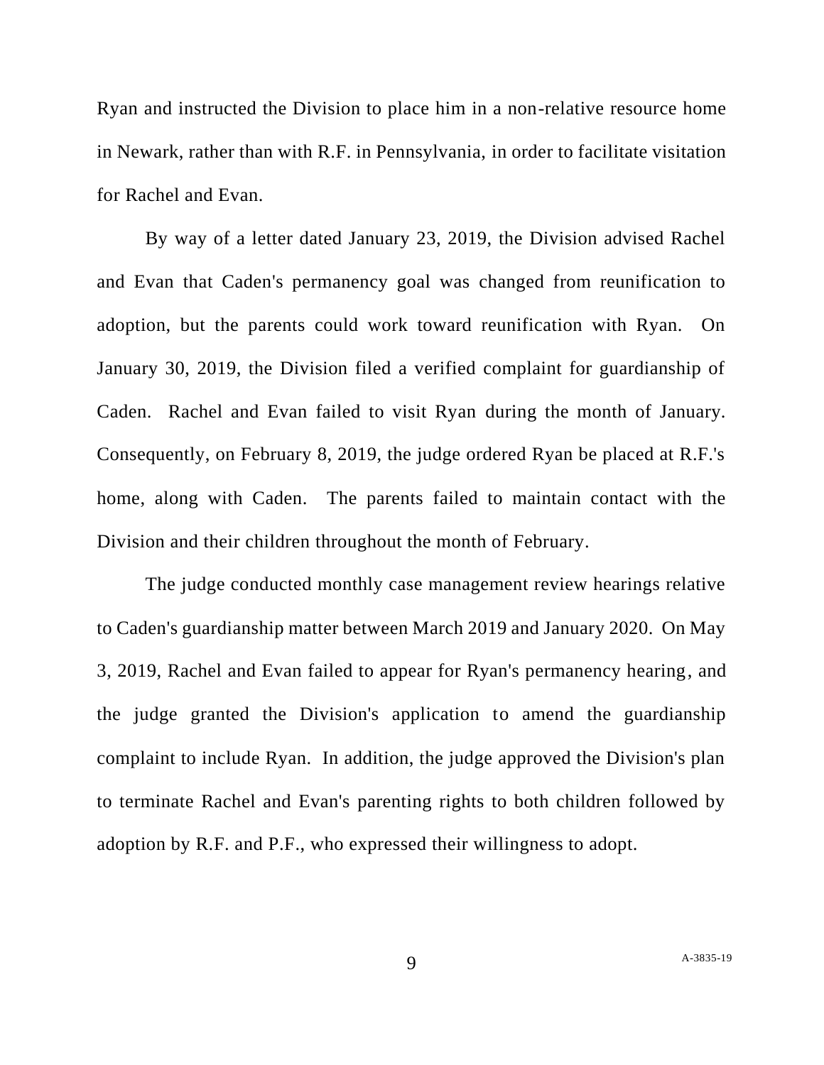Ryan and instructed the Division to place him in a non-relative resource home in Newark, rather than with R.F. in Pennsylvania, in order to facilitate visitation for Rachel and Evan.

By way of a letter dated January 23, 2019, the Division advised Rachel and Evan that Caden's permanency goal was changed from reunification to adoption, but the parents could work toward reunification with Ryan. On January 30, 2019, the Division filed a verified complaint for guardianship of Caden. Rachel and Evan failed to visit Ryan during the month of January. Consequently, on February 8, 2019, the judge ordered Ryan be placed at R.F.'s home, along with Caden. The parents failed to maintain contact with the Division and their children throughout the month of February.

The judge conducted monthly case management review hearings relative to Caden's guardianship matter between March 2019 and January 2020. On May 3, 2019, Rachel and Evan failed to appear for Ryan's permanency hearing, and the judge granted the Division's application to amend the guardianship complaint to include Ryan. In addition, the judge approved the Division's plan to terminate Rachel and Evan's parenting rights to both children followed by adoption by R.F. and P.F., who expressed their willingness to adopt.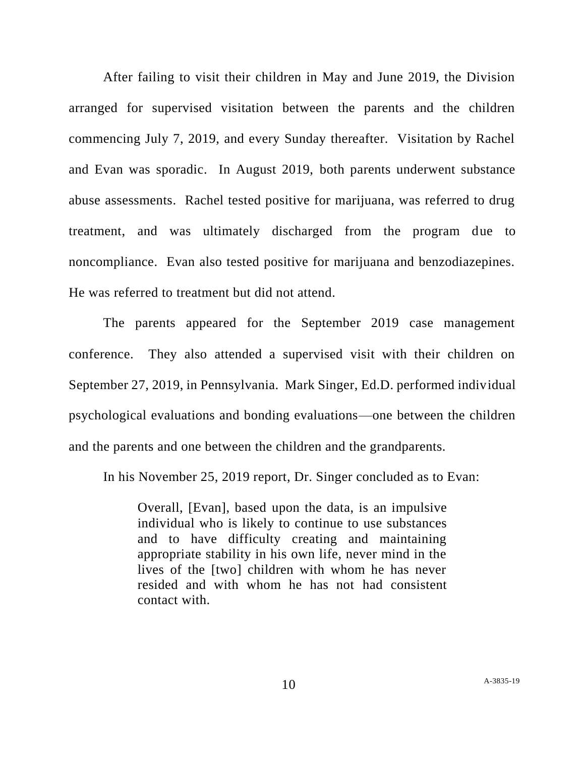After failing to visit their children in May and June 2019, the Division arranged for supervised visitation between the parents and the children commencing July 7, 2019, and every Sunday thereafter. Visitation by Rachel and Evan was sporadic. In August 2019, both parents underwent substance abuse assessments. Rachel tested positive for marijuana, was referred to drug treatment, and was ultimately discharged from the program due to noncompliance. Evan also tested positive for marijuana and benzodiazepines. He was referred to treatment but did not attend.

The parents appeared for the September 2019 case management conference. They also attended a supervised visit with their children on September 27, 2019, in Pennsylvania. Mark Singer, Ed.D. performed individual psychological evaluations and bonding evaluations—one between the children and the parents and one between the children and the grandparents.

In his November 25, 2019 report, Dr. Singer concluded as to Evan:

> Overall, [Evan], based upon the data, is an impulsive individual who is likely to continue to use substances and to have difficulty creating and maintaining appropriate stability in his own life, never mind in the lives of the [two] children with whom he has never resided and with whom he has not had consistent contact with.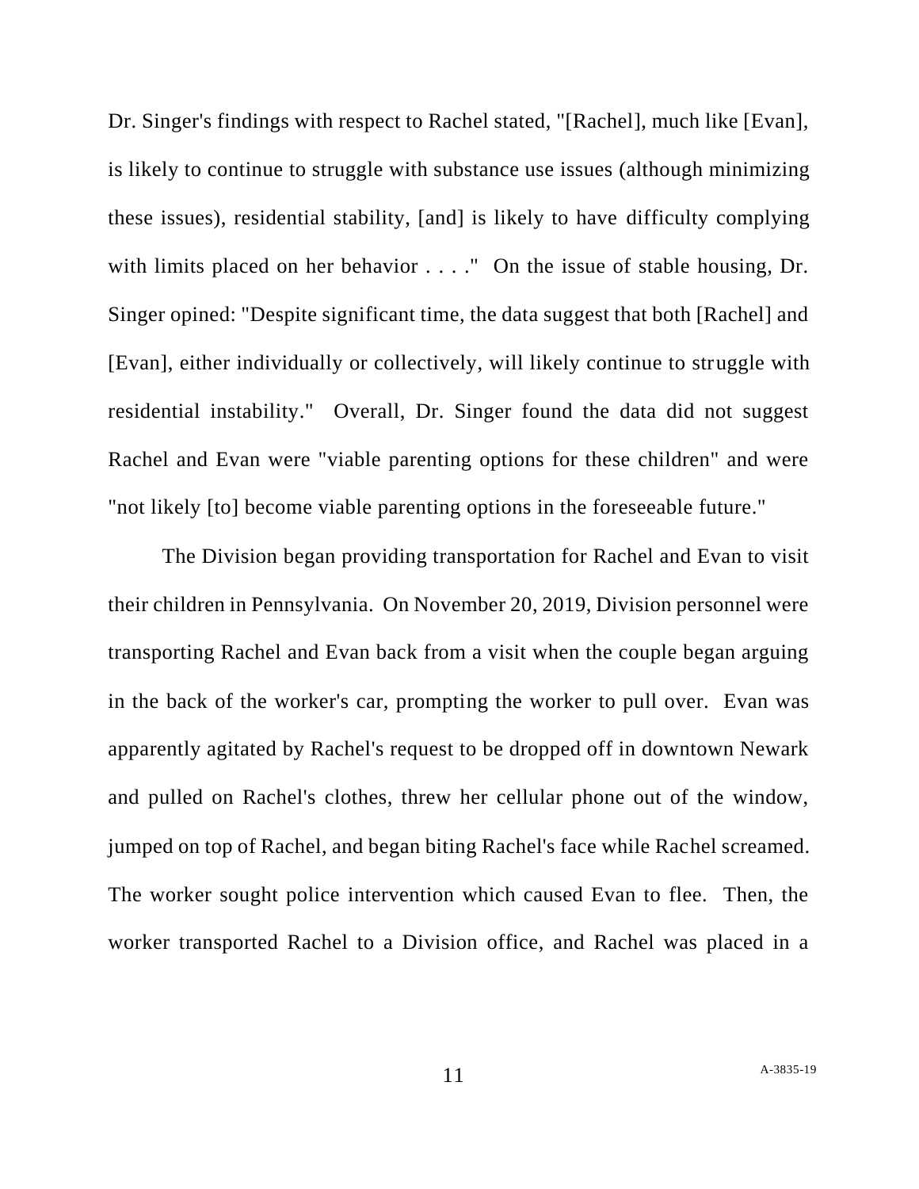Dr. Singer's findings with respect to Rachel stated, "[Rachel], much like [Evan], is likely to continue to struggle with substance use issues (although minimizing these issues), residential stability, [and] is likely to have difficulty complying with limits placed on her behavior . . . ." On the issue of stable housing, Dr. Singer opined: "Despite significant time, the data suggest that both [Rachel] and [Evan], either individually or collectively, will likely continue to struggle with residential instability." Overall, Dr. Singer found the data did not suggest Rachel and Evan were "viable parenting options for these children" and were "not likely [to] become viable parenting options in the foreseeable future."

The Division began providing transportation for Rachel and Evan to visit their children in Pennsylvania. On November 20, 2019, Division personnel were transporting Rachel and Evan back from a visit when the couple began arguing in the back of the worker's car, prompting the worker to pull over. Evan was apparently agitated by Rachel's request to be dropped off in downtown Newark and pulled on Rachel's clothes, threw her cellular phone out of the window, jumped on top of Rachel, and began biting Rachel's face while Rachel screamed. The worker sought police intervention which caused Evan to flee. Then, the worker transported Rachel to a Division office, and Rachel was placed in a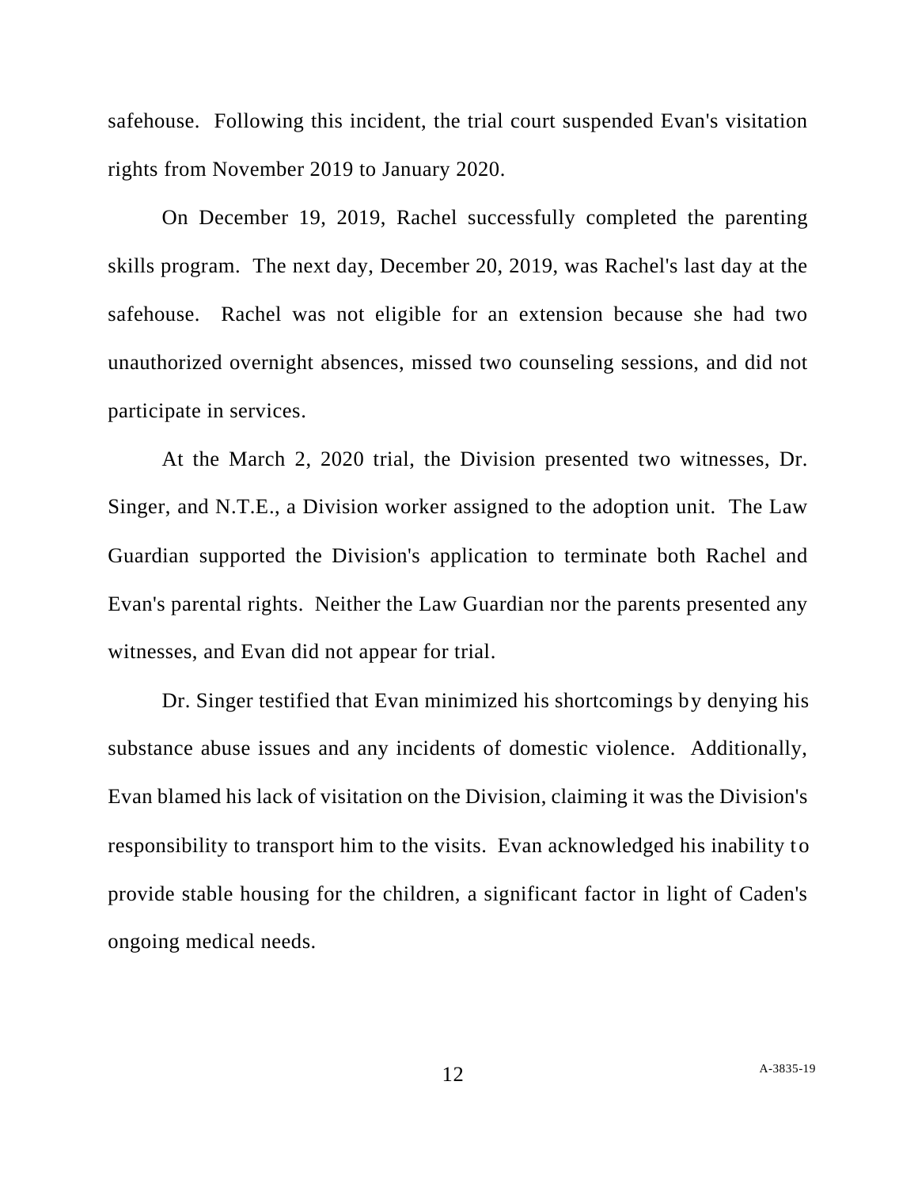safehouse. Following this incident, the trial court suspended Evan's visitation rights from November 2019 to January 2020.

On December 19, 2019, Rachel successfully completed the parenting skills program. The next day, December 20, 2019, was Rachel's last day at the safehouse. Rachel was not eligible for an extension because she had two unauthorized overnight absences, missed two counseling sessions, and did not participate in services.

At the March 2, 2020 trial, the Division presented two witnesses, Dr. Singer, and N.T.E., a Division worker assigned to the adoption unit. The Law Guardian supported the Division's application to terminate both Rachel and Evan's parental rights. Neither the Law Guardian nor the parents presented any witnesses, and Evan did not appear for trial.

Dr. Singer testified that Evan minimized his shortcomings by denying his substance abuse issues and any incidents of domestic violence. Additionally, Evan blamed his lack of visitation on the Division, claiming it was the Division's responsibility to transport him to the visits. Evan acknowledged his inability to provide stable housing for the children, a significant factor in light of Caden's ongoing medical needs.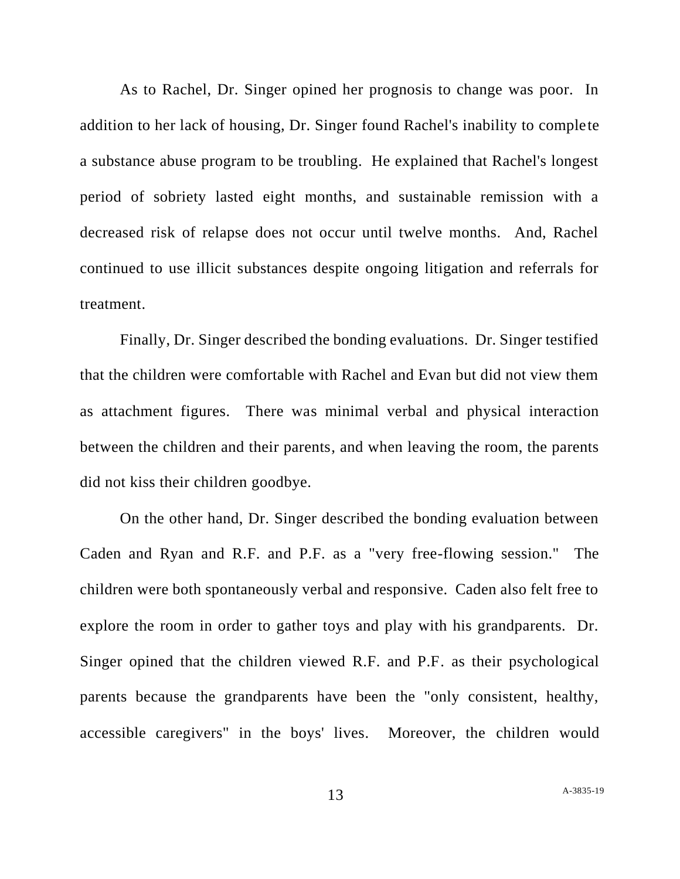As to Rachel, Dr. Singer opined her prognosis to change was poor. In addition to her lack of housing, Dr. Singer found Rachel's inability to complete a substance abuse program to be troubling. He explained that Rachel's longest period of sobriety lasted eight months, and sustainable remission with a decreased risk of relapse does not occur until twelve months. And, Rachel continued to use illicit substances despite ongoing litigation and referrals for treatment.

Finally, Dr. Singer described the bonding evaluations. Dr. Singer testified that the children were comfortable with Rachel and Evan but did not view them as attachment figures. There was minimal verbal and physical interaction between the children and their parents, and when leaving the room, the parents did not kiss their children goodbye.

On the other hand, Dr. Singer described the bonding evaluation between Caden and Ryan and R.F. and P.F. as a "very free-flowing session." The children were both spontaneously verbal and responsive. Caden also felt free to explore the room in order to gather toys and play with his grandparents. Dr. Singer opined that the children viewed R.F. and P.F. as their psychological parents because the grandparents have been the "only consistent, healthy, accessible caregivers" in the boys' lives. Moreover, the children would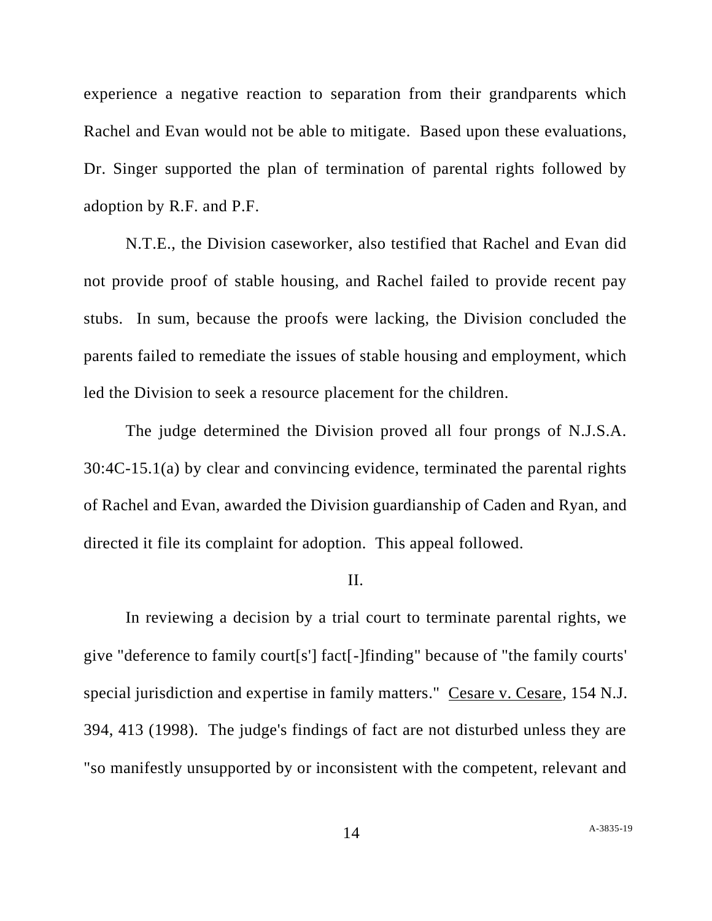experience a negative reaction to separation from their grandparents which Rachel and Evan would not be able to mitigate. Based upon these evaluations, Dr. Singer supported the plan of termination of parental rights followed by adoption by R.F. and P.F.

N.T.E., the Division caseworker, also testified that Rachel and Evan did not provide proof of stable housing, and Rachel failed to provide recent pay stubs. In sum, because the proofs were lacking, the Division concluded the parents failed to remediate the issues of stable housing and employment, which led the Division to seek a resource placement for the children.

The judge determined the Division proved all four prongs of N.J.S.A. 30:4C-15.1(a) by clear and convincing evidence, terminated the parental rights of Rachel and Evan, awarded the Division guardianship of Caden and Ryan, and directed it file its complaint for adoption. This appeal followed.

II.

In reviewing a decision by a trial court to terminate parental rights, we give "deference to family court[s'] fact[-]finding" because of "the family courts' special jurisdiction and expertise in family matters." Cesare v. Cesare, 154 N.J. 394, 413 (1998). The judge's findings of fact are not disturbed unless they are "so manifestly unsupported by or inconsistent with the competent, relevant and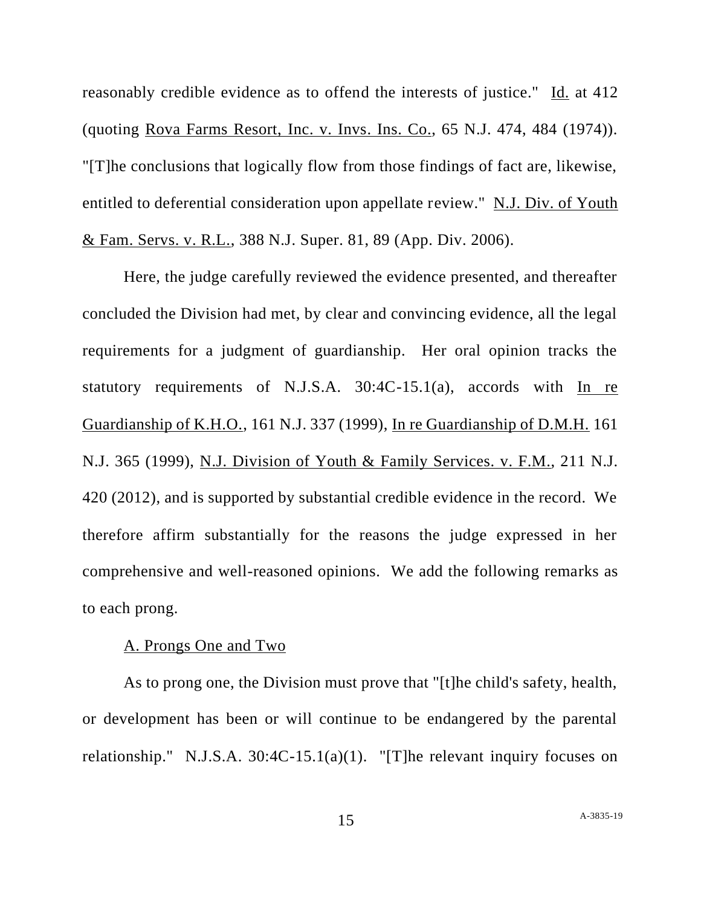reasonably credible evidence as to offend the interests of justice." Id. at 412 (quoting Rova Farms Resort, Inc. v. Invs. Ins. Co., 65 N.J. 474, 484 (1974)). "[T]he conclusions that logically flow from those findings of fact are, likewise, entitled to deferential consideration upon appellate review." N.J. Div. of Youth & Fam. Servs. v. R.L., 388 N.J. Super. 81, 89 (App. Div. 2006).

Here, the judge carefully reviewed the evidence presented, and thereafter concluded the Division had met, by clear and convincing evidence, all the legal requirements for a judgment of guardianship. Her oral opinion tracks the statutory requirements of N.J.S.A. 30:4C-15.1(a), accords with In re Guardianship of K.H.O., 161 N.J. 337 (1999), In re Guardianship of D.M.H. 161 N.J. 365 (1999), N.J. Division of Youth & Family Services. v. F.M., 211 N.J. 420 (2012), and is supported by substantial credible evidence in the record. We therefore affirm substantially for the reasons the judge expressed in her comprehensive and well-reasoned opinions. We add the following remarks as to each prong.

A. Prongs One and Two

As to prong one, the Division must prove that "[t]he child's safety, health, or development has been or will continue to be endangered by the parental relationship." N.J.S.A. 30:4C-15.1(a)(1). "[T]he relevant inquiry focuses on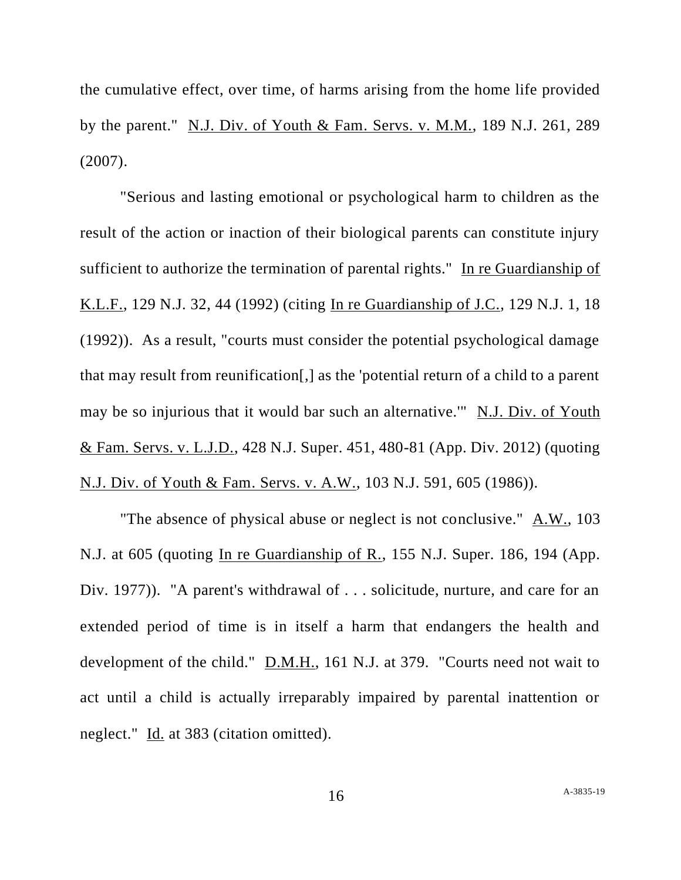the cumulative effect, over time, of harms arising from the home life provided by the parent." N.J. Div. of Youth & Fam. Servs. v. M.M., 189 N.J. 261, 289 (2007).

"Serious and lasting emotional or psychological harm to children as the result of the action or inaction of their biological parents can constitute injury sufficient to authorize the termination of parental rights." In re Guardianship of K.L.F., 129 N.J. 32, 44 (1992) (citing In re Guardianship of J.C., 129 N.J. 1, 18 (1992)). As a result, "courts must consider the potential psychological damage that may result from reunification[,] as the 'potential return of a child to a parent may be so injurious that it would bar such an alternative.'" N.J. Div. of Youth & Fam. Servs. v. L.J.D., 428 N.J. Super. 451, 480-81 (App. Div. 2012) (quoting N.J. Div. of Youth & Fam. Servs. v. A.W., 103 N.J. 591, 605 (1986)).

"The absence of physical abuse or neglect is not conclusive." A.W., 103 N.J. at 605 (quoting In re Guardianship of R., 155 N.J. Super. 186, 194 (App. Div. 1977)). "A parent's withdrawal of . . . solicitude, nurture, and care for an extended period of time is in itself a harm that endangers the health and development of the child." D.M.H., 161 N.J. at 379. "Courts need not wait to act until a child is actually irreparably impaired by parental inattention or neglect." Id. at 383 (citation omitted).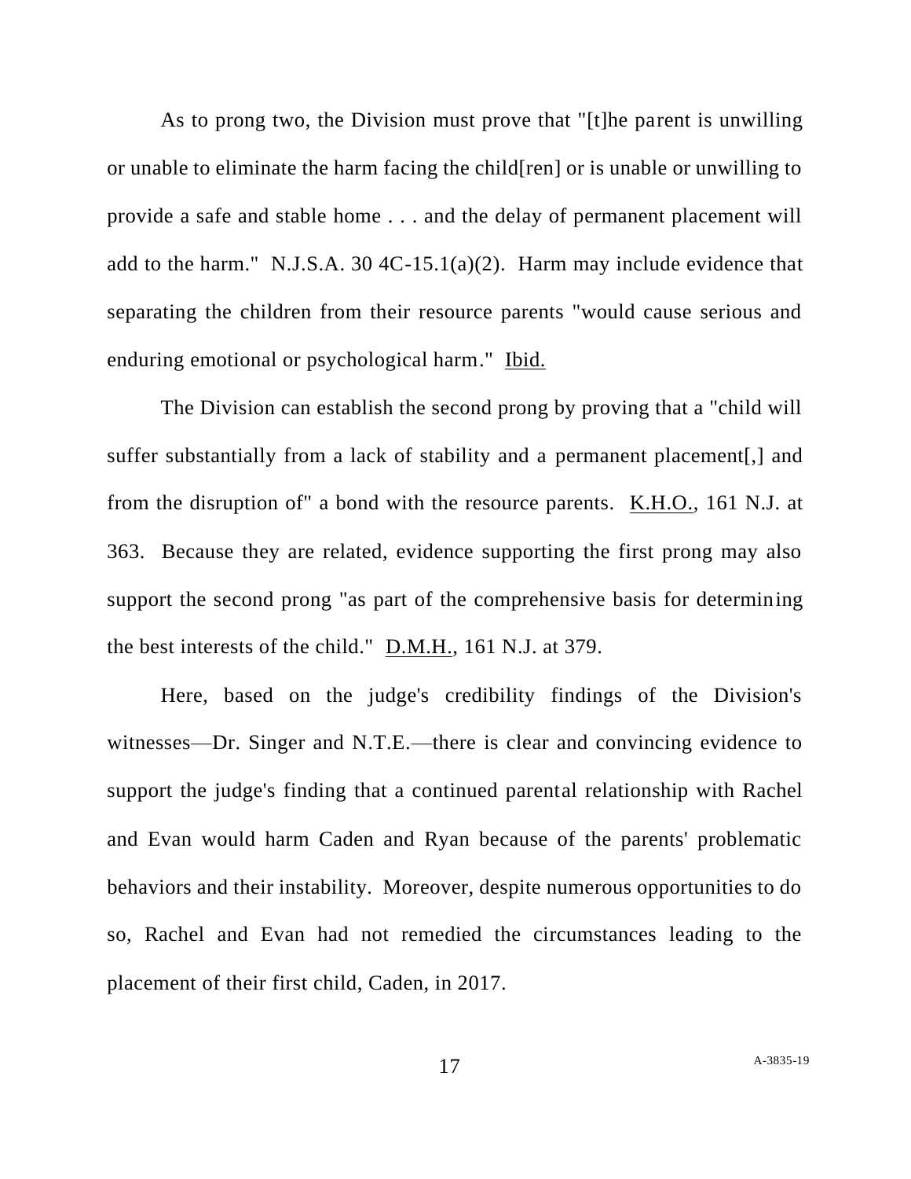As to prong two, the Division must prove that "[t]he parent is unwilling or unable to eliminate the harm facing the child[ren] or is unable or unwilling to provide a safe and stable home . . . and the delay of permanent placement will add to the harm." N.J.S.A. 30 4C-15.1(a)(2). Harm may include evidence that separating the children from their resource parents "would cause serious and enduring emotional or psychological harm." Ibid.

The Division can establish the second prong by proving that a "child will suffer substantially from a lack of stability and a permanent placement[,] and from the disruption of" a bond with the resource parents. K.H.O., 161 N.J. at 363. Because they are related, evidence supporting the first prong may also support the second prong "as part of the comprehensive basis for determining the best interests of the child." D.M.H., 161 N.J. at 379.

Here, based on the judge's credibility findings of the Division's witnesses—Dr. Singer and N.T.E.—there is clear and convincing evidence to support the judge's finding that a continued parental relationship with Rachel and Evan would harm Caden and Ryan because of the parents' problematic behaviors and their instability. Moreover, despite numerous opportunities to do so, Rachel and Evan had not remedied the circumstances leading to the placement of their first child, Caden, in 2017.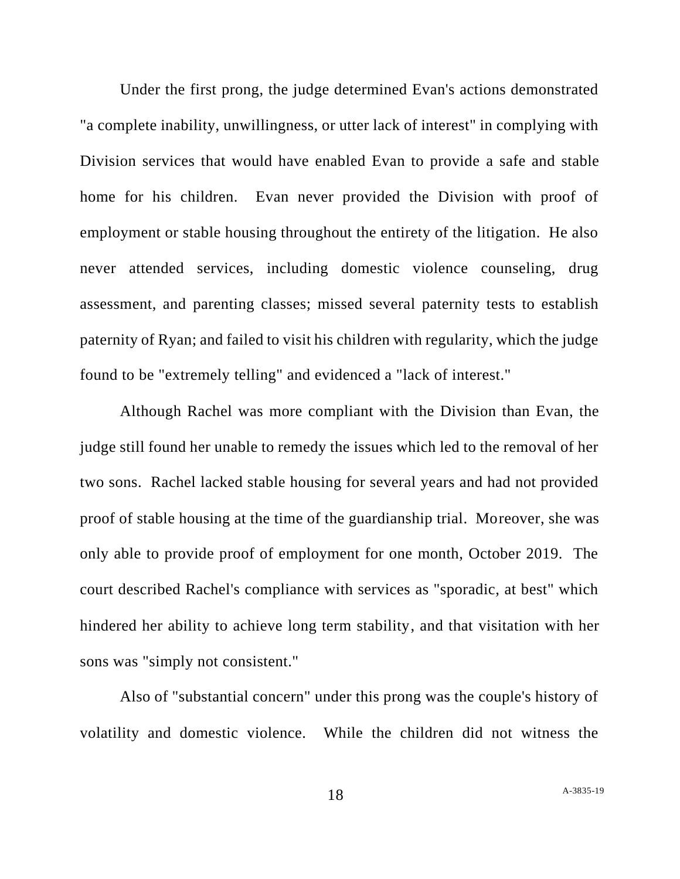Under the first prong, the judge determined Evan's actions demonstrated "a complete inability, unwillingness, or utter lack of interest" in complying with Division services that would have enabled Evan to provide a safe and stable home for his children. Evan never provided the Division with proof of employment or stable housing throughout the entirety of the litigation. He also never attended services, including domestic violence counseling, drug assessment, and parenting classes; missed several paternity tests to establish paternity of Ryan; and failed to visit his children with regularity, which the judge found to be "extremely telling" and evidenced a "lack of interest."

Although Rachel was more compliant with the Division than Evan, the judge still found her unable to remedy the issues which led to the removal of her two sons. Rachel lacked stable housing for several years and had not provided proof of stable housing at the time of the guardianship trial. Moreover, she was only able to provide proof of employment for one month, October 2019. The court described Rachel's compliance with services as "sporadic, at best" which hindered her ability to achieve long term stability, and that visitation with her sons was "simply not consistent."

Also of "substantial concern" under this prong was the couple's history of volatility and domestic violence. While the children did not witness the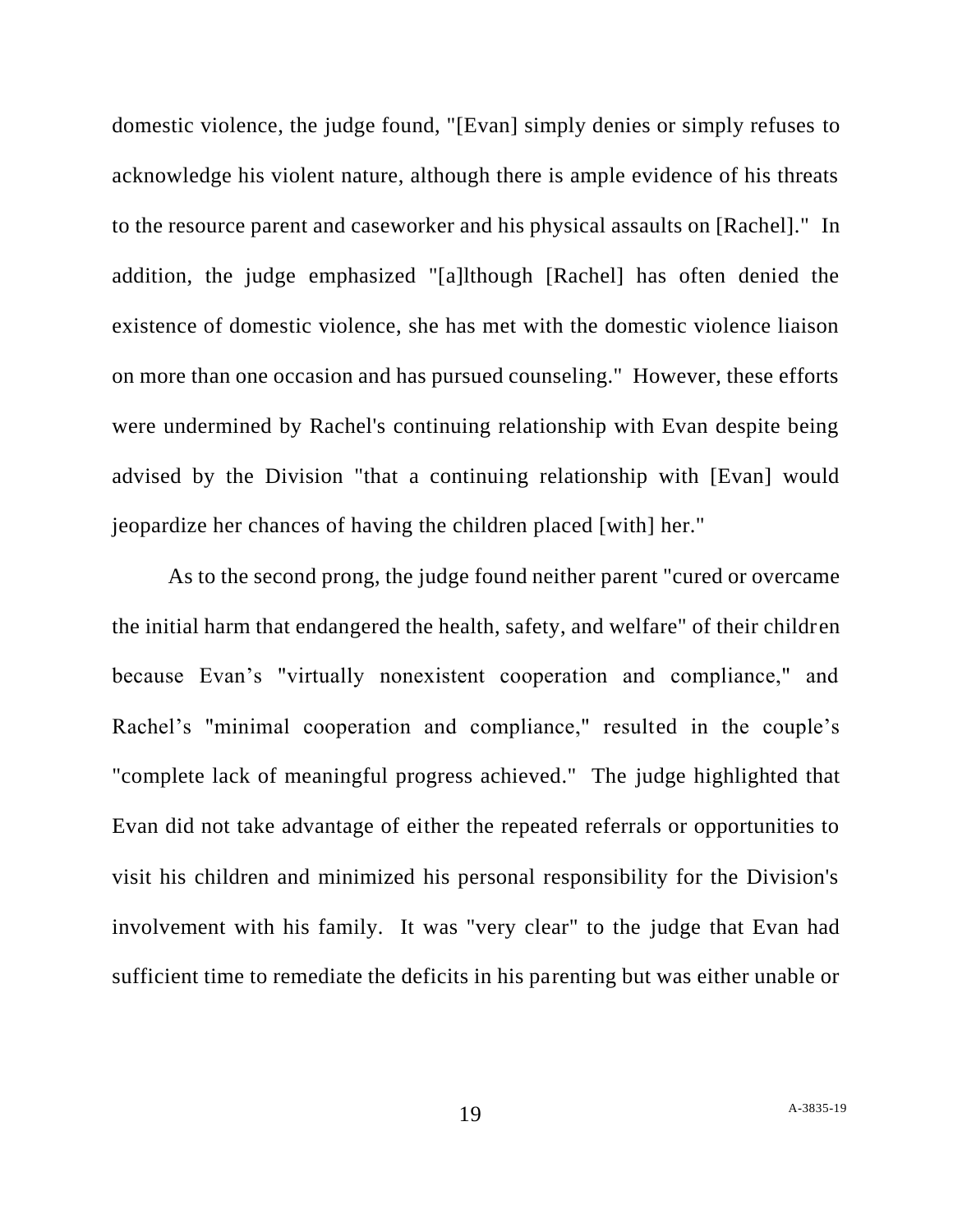domestic violence, the judge found, "[Evan] simply denies or simply refuses to acknowledge his violent nature, although there is ample evidence of his threats to the resource parent and caseworker and his physical assaults on [Rachel]." In addition, the judge emphasized "[a]lthough [Rachel] has often denied the existence of domestic violence, she has met with the domestic violence liaison on more than one occasion and has pursued counseling." However, these efforts were undermined by Rachel's continuing relationship with Evan despite being advised by the Division "that a continuing relationship with [Evan] would jeopardize her chances of having the children placed [with] her."

As to the second prong, the judge found neither parent "cured or overcame the initial harm that endangered the health, safety, and welfare" of their children because Evan’s "virtually nonexistent cooperation and compliance," and Rachel’s "minimal cooperation and compliance," resulted in the couple’s "complete lack of meaningful progress achieved." The judge highlighted that Evan did not take advantage of either the repeated referrals or opportunities to visit his children and minimized his personal responsibility for the Division's involvement with his family. It was "very clear" to the judge that Evan had sufficient time to remediate the deficits in his parenting but was either unable or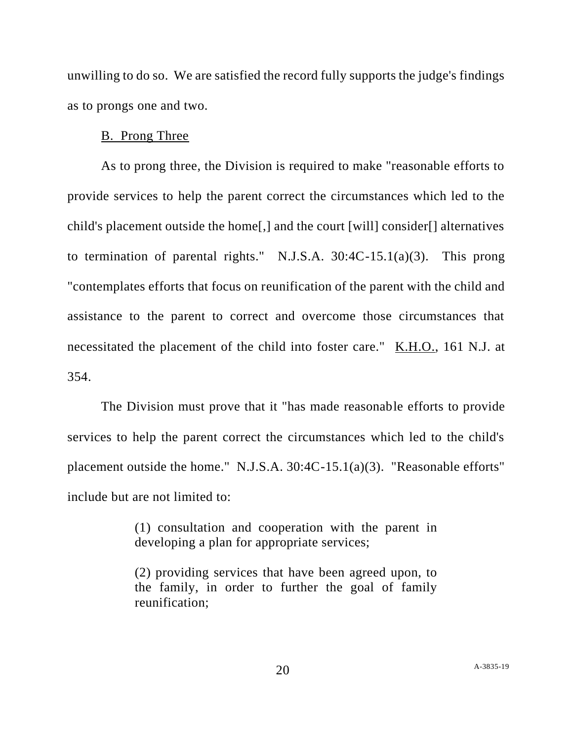unwilling to do so. We are satisfied the record fully supports the judge's findings as to prongs one and two.

B. Prong Three

As to prong three, the Division is required to make "reasonable efforts to provide services to help the parent correct the circumstances which led to the child's placement outside the home[,] and the court [will] consider[] alternatives to termination of parental rights." N.J.S.A. 30:4C-15.1(a)(3). This prong "contemplates efforts that focus on reunification of the parent with the child and assistance to the parent to correct and overcome those circumstances that necessitated the placement of the child into foster care." K.H.O., 161 N.J. at 354.

The Division must prove that it "has made reasonable efforts to provide services to help the parent correct the circumstances which led to the child's placement outside the home." N.J.S.A. 30:4C-15.1(a)(3). "Reasonable efforts" include but are not limited to:

> (1) consultation and cooperation with the parent in developing a plan for appropriate services;
>
> (2) providing services that have been agreed upon, to the family, in order to further the goal of family reunification;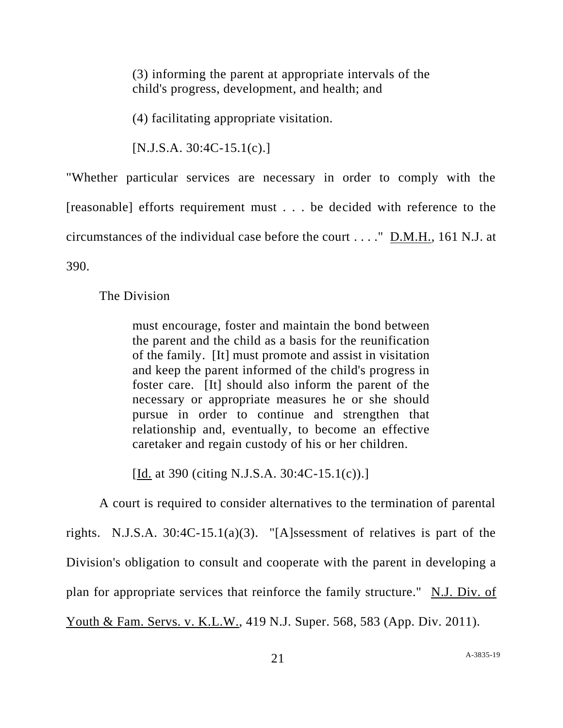> (3) informing the parent at appropriate intervals of the child's progress, development, and health; and
>
> (4) facilitating appropriate visitation.
>
> [N.J.S.A. 30:4C-15.1(c).]

"Whether particular services are necessary in order to comply with the [reasonable] efforts requirement must . . . be decided with reference to the circumstances of the individual case before the court . . . ." D.M.H., 161 N.J. at 390.

The Division

> must encourage, foster and maintain the bond between the parent and the child as a basis for the reunification of the family. [It] must promote and assist in visitation and keep the parent informed of the child's progress in foster care. [It] should also inform the parent of the necessary or appropriate measures he or she should pursue in order to continue and strengthen that relationship and, eventually, to become an effective caretaker and regain custody of his or her children.
>
> [Id. at 390 (citing N.J.S.A. 30:4C-15.1(c)).]

A court is required to consider alternatives to the termination of parental rights. N.J.S.A. 30:4C-15.1(a)(3). "[A]ssessment of relatives is part of the Division's obligation to consult and cooperate with the parent in developing a plan for appropriate services that reinforce the family structure." N.J. Div. of Youth & Fam. Servs. v. K.L.W., 419 N.J. Super. 568, 583 (App. Div. 2011).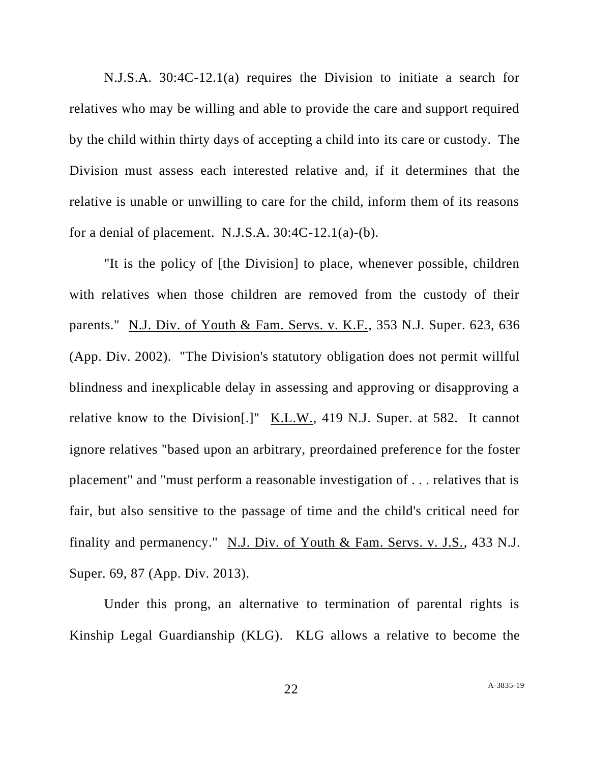N.J.S.A. 30:4C-12.1(a) requires the Division to initiate a search for relatives who may be willing and able to provide the care and support required by the child within thirty days of accepting a child into its care or custody. The Division must assess each interested relative and, if it determines that the relative is unable or unwilling to care for the child, inform them of its reasons for a denial of placement. N.J.S.A. 30:4C-12.1(a)-(b).

"It is the policy of [the Division] to place, whenever possible, children with relatives when those children are removed from the custody of their parents." N.J. Div. of Youth & Fam. Servs. v. K.F., 353 N.J. Super. 623, 636 (App. Div. 2002). "The Division's statutory obligation does not permit willful blindness and inexplicable delay in assessing and approving or disapproving a relative know to the Division[.]" K.L.W., 419 N.J. Super. at 582. It cannot ignore relatives "based upon an arbitrary, preordained preference for the foster placement" and "must perform a reasonable investigation of . . . relatives that is fair, but also sensitive to the passage of time and the child's critical need for finality and permanency." N.J. Div. of Youth & Fam. Servs. v. J.S., 433 N.J. Super. 69, 87 (App. Div. 2013).

Under this prong, an alternative to termination of parental rights is Kinship Legal Guardianship (KLG). KLG allows a relative to become the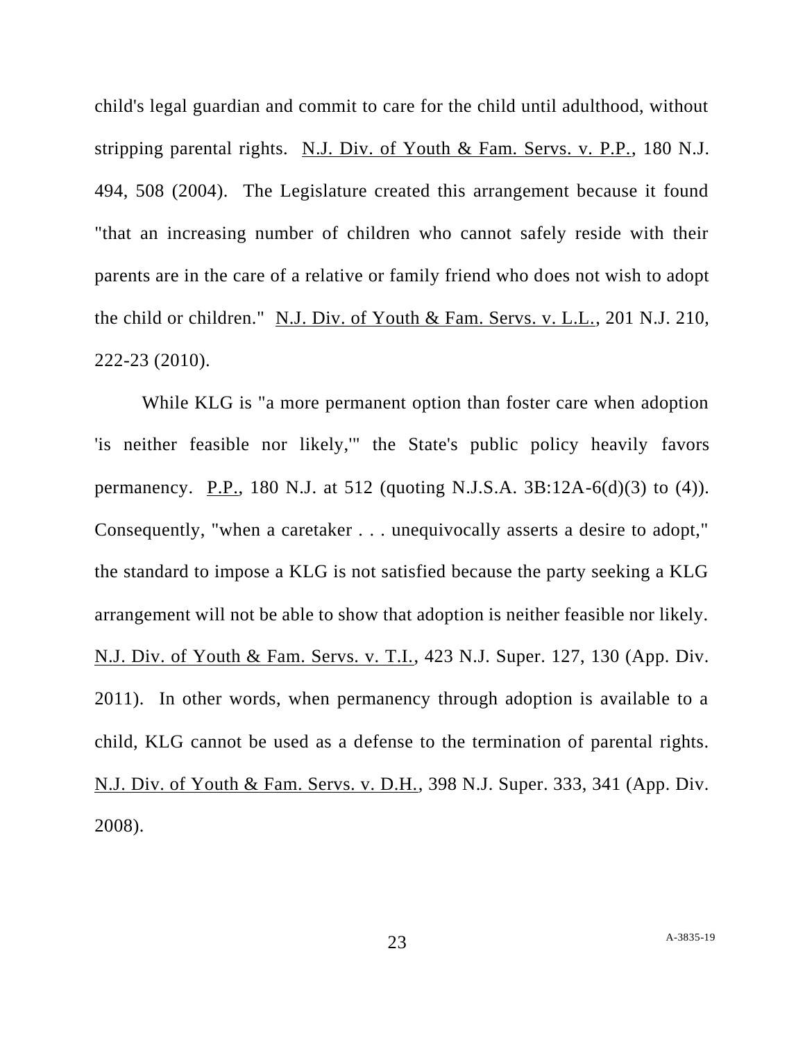child's legal guardian and commit to care for the child until adulthood, without stripping parental rights. N.J. Div. of Youth & Fam. Servs. v. P.P., 180 N.J. 494, 508 (2004). The Legislature created this arrangement because it found "that an increasing number of children who cannot safely reside with their parents are in the care of a relative or family friend who does not wish to adopt the child or children." N.J. Div. of Youth & Fam. Servs. v. L.L., 201 N.J. 210, 222-23 (2010).

While KLG is "a more permanent option than foster care when adoption 'is neither feasible nor likely,'" the State's public policy heavily favors permanency. P.P., 180 N.J. at 512 (quoting N.J.S.A. 3B:12A-6(d)(3) to (4)). Consequently, "when a caretaker . . . unequivocally asserts a desire to adopt," the standard to impose a KLG is not satisfied because the party seeking a KLG arrangement will not be able to show that adoption is neither feasible nor likely. N.J. Div. of Youth & Fam. Servs. v. T.I., 423 N.J. Super. 127, 130 (App. Div. 2011). In other words, when permanency through adoption is available to a child, KLG cannot be used as a defense to the termination of parental rights. N.J. Div. of Youth & Fam. Servs. v. D.H., 398 N.J. Super. 333, 341 (App. Div. 2008).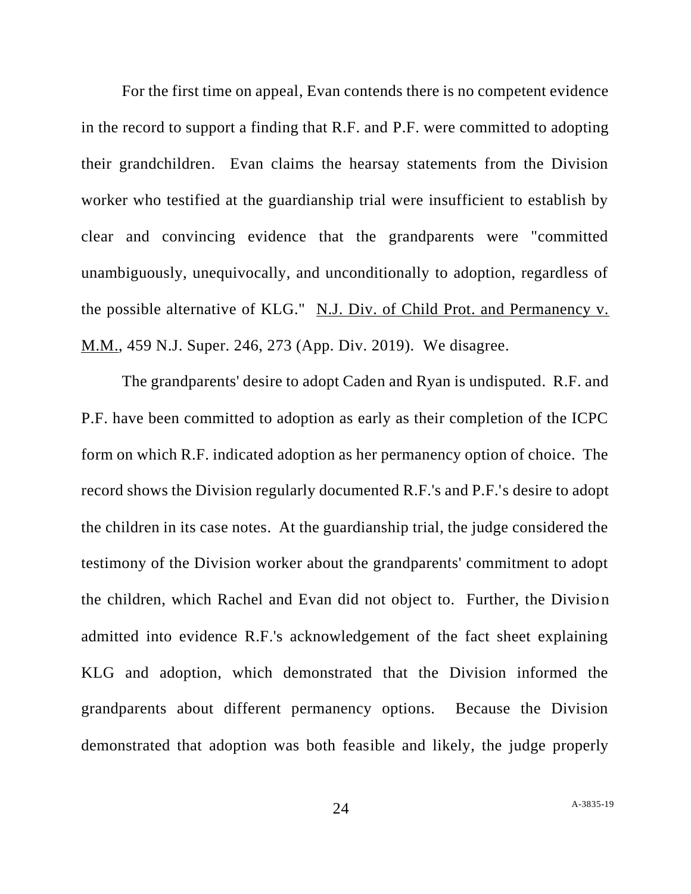For the first time on appeal, Evan contends there is no competent evidence in the record to support a finding that R.F. and P.F. were committed to adopting their grandchildren. Evan claims the hearsay statements from the Division worker who testified at the guardianship trial were insufficient to establish by clear and convincing evidence that the grandparents were "committed unambiguously, unequivocally, and unconditionally to adoption, regardless of the possible alternative of KLG." N.J. Div. of Child Prot. and Permanency v. M.M., 459 N.J. Super. 246, 273 (App. Div. 2019). We disagree.

The grandparents' desire to adopt Caden and Ryan is undisputed. R.F. and P.F. have been committed to adoption as early as their completion of the ICPC form on which R.F. indicated adoption as her permanency option of choice. The record shows the Division regularly documented R.F.'s and P.F.'s desire to adopt the children in its case notes. At the guardianship trial, the judge considered the testimony of the Division worker about the grandparents' commitment to adopt the children, which Rachel and Evan did not object to. Further, the Division admitted into evidence R.F.'s acknowledgement of the fact sheet explaining KLG and adoption, which demonstrated that the Division informed the grandparents about different permanency options. Because the Division demonstrated that adoption was both feasible and likely, the judge properly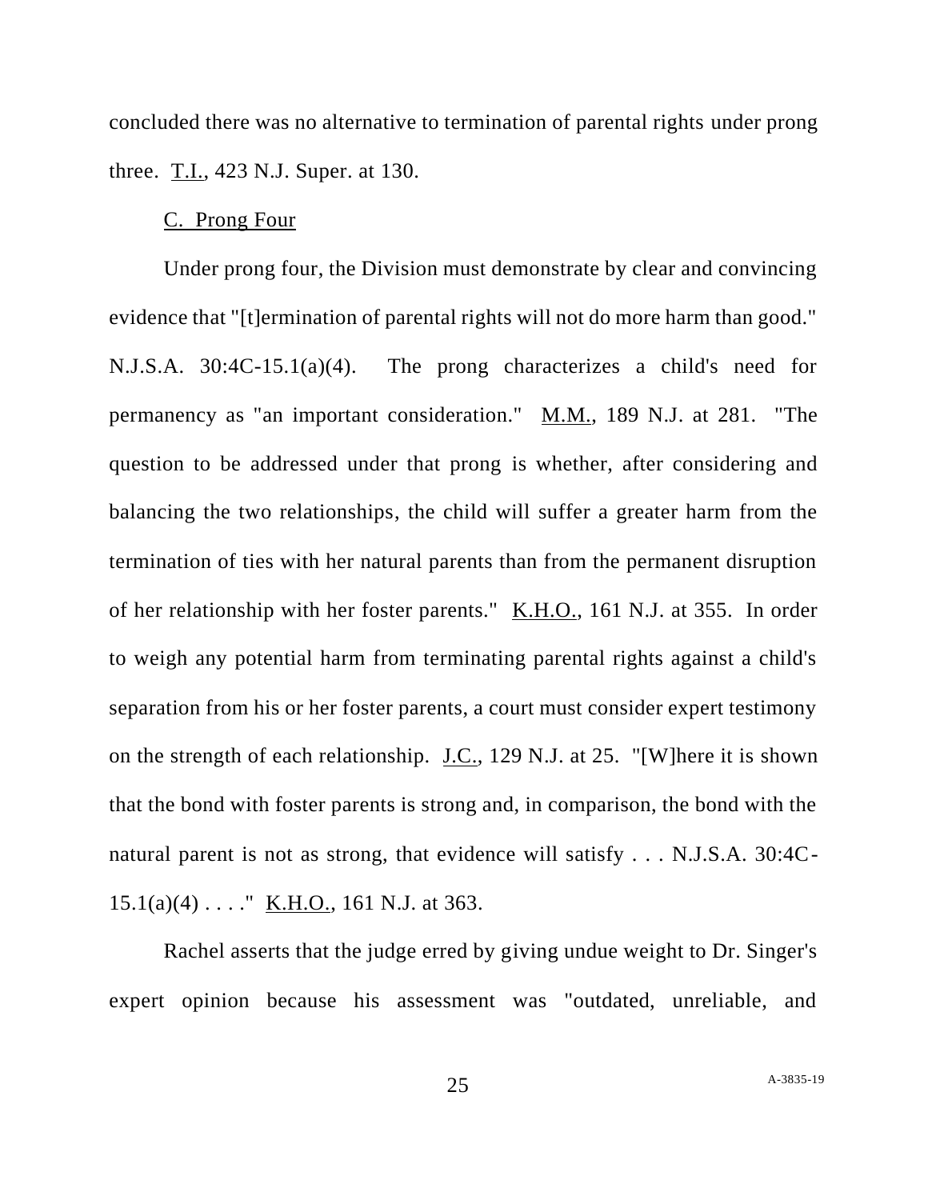concluded there was no alternative to termination of parental rights under prong three. T.I., 423 N.J. Super. at 130.

C. Prong Four

Under prong four, the Division must demonstrate by clear and convincing evidence that "[t]ermination of parental rights will not do more harm than good." N.J.S.A. 30:4C-15.1(a)(4). The prong characterizes a child's need for permanency as "an important consideration." M.M., 189 N.J. at 281. "The question to be addressed under that prong is whether, after considering and balancing the two relationships, the child will suffer a greater harm from the termination of ties with her natural parents than from the permanent disruption of her relationship with her foster parents." K.H.O., 161 N.J. at 355. In order to weigh any potential harm from terminating parental rights against a child's separation from his or her foster parents, a court must consider expert testimony on the strength of each relationship. J.C., 129 N.J. at 25. "[W]here it is shown that the bond with foster parents is strong and, in comparison, the bond with the natural parent is not as strong, that evidence will satisfy . . . N.J.S.A. 30:4C-15.1(a)(4) . . . ." K.H.O., 161 N.J. at 363.

Rachel asserts that the judge erred by giving undue weight to Dr. Singer's expert opinion because his assessment was "outdated, unreliable, and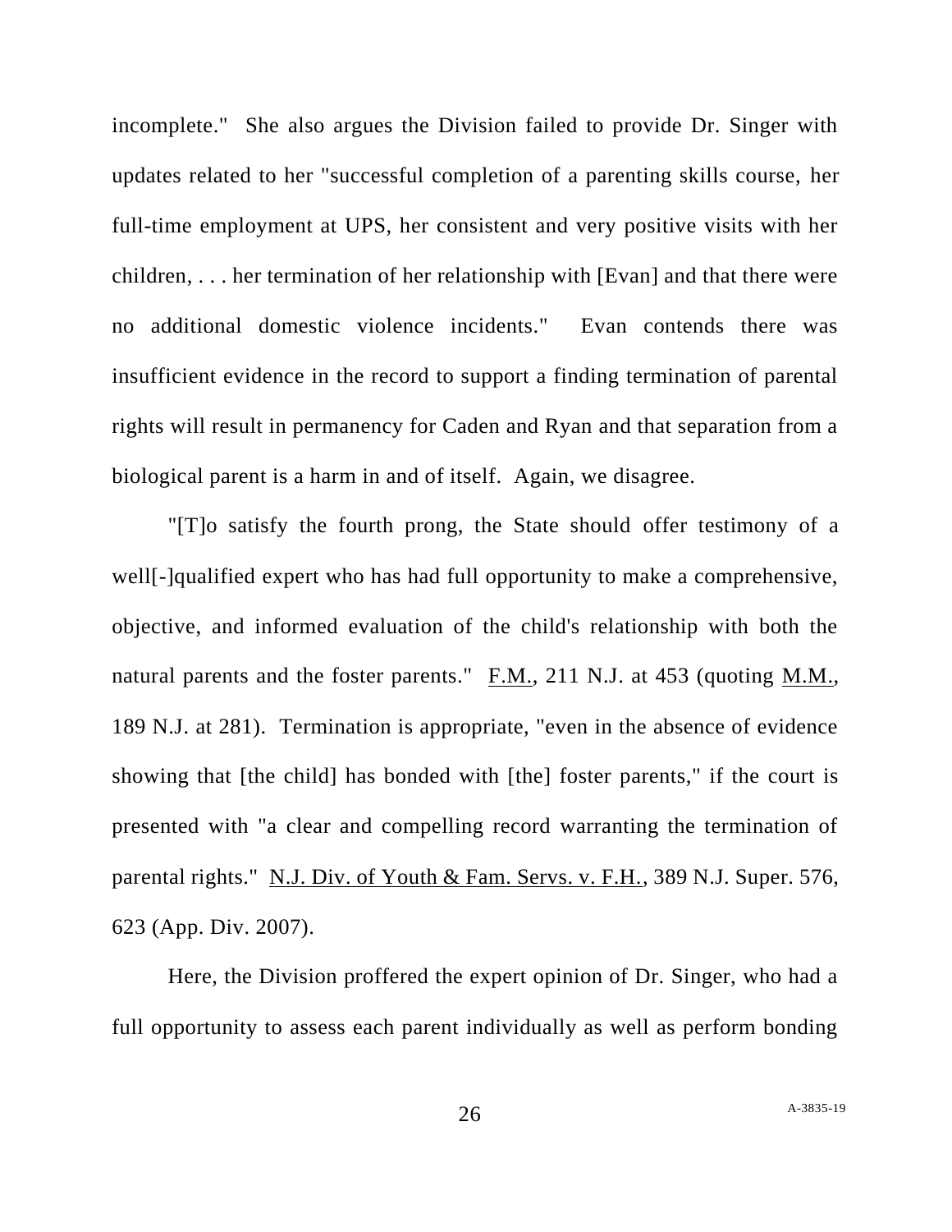incomplete." She also argues the Division failed to provide Dr. Singer with updates related to her "successful completion of a parenting skills course, her full-time employment at UPS, her consistent and very positive visits with her children, . . . her termination of her relationship with [Evan] and that there were no additional domestic violence incidents." Evan contends there was insufficient evidence in the record to support a finding termination of parental rights will result in permanency for Caden and Ryan and that separation from a biological parent is a harm in and of itself. Again, we disagree.

"[T]o satisfy the fourth prong, the State should offer testimony of a well[-]qualified expert who has had full opportunity to make a comprehensive, objective, and informed evaluation of the child's relationship with both the natural parents and the foster parents." F.M., 211 N.J. at 453 (quoting M.M., 189 N.J. at 281). Termination is appropriate, "even in the absence of evidence showing that [the child] has bonded with [the] foster parents," if the court is presented with "a clear and compelling record warranting the termination of parental rights." N.J. Div. of Youth & Fam. Servs. v. F.H., 389 N.J. Super. 576, 623 (App. Div. 2007).

Here, the Division proffered the expert opinion of Dr. Singer, who had a full opportunity to assess each parent individually as well as perform bonding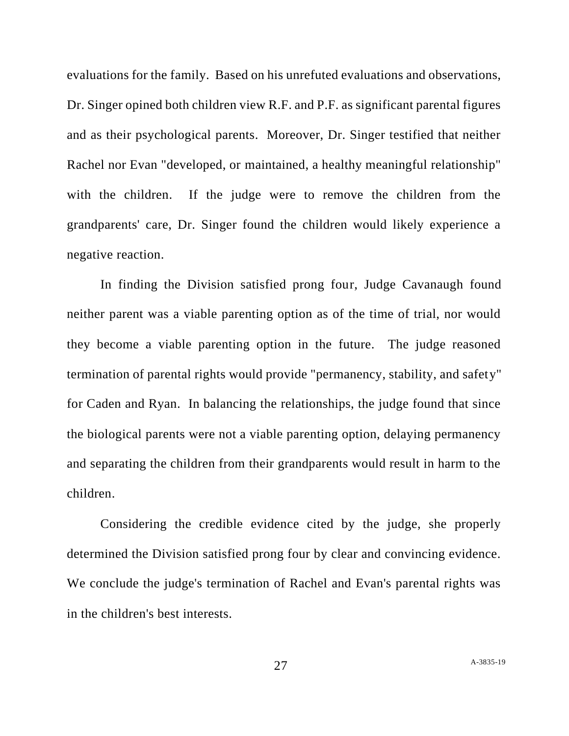evaluations for the family. Based on his unrefuted evaluations and observations, Dr. Singer opined both children view R.F. and P.F. as significant parental figures and as their psychological parents. Moreover, Dr. Singer testified that neither Rachel nor Evan "developed, or maintained, a healthy meaningful relationship" with the children. If the judge were to remove the children from the grandparents' care, Dr. Singer found the children would likely experience a negative reaction.

In finding the Division satisfied prong four, Judge Cavanaugh found neither parent was a viable parenting option as of the time of trial, nor would they become a viable parenting option in the future. The judge reasoned termination of parental rights would provide "permanency, stability, and safety" for Caden and Ryan. In balancing the relationships, the judge found that since the biological parents were not a viable parenting option, delaying permanency and separating the children from their grandparents would result in harm to the children.

Considering the credible evidence cited by the judge, she properly determined the Division satisfied prong four by clear and convincing evidence. We conclude the judge's termination of Rachel and Evan's parental rights was in the children's best interests.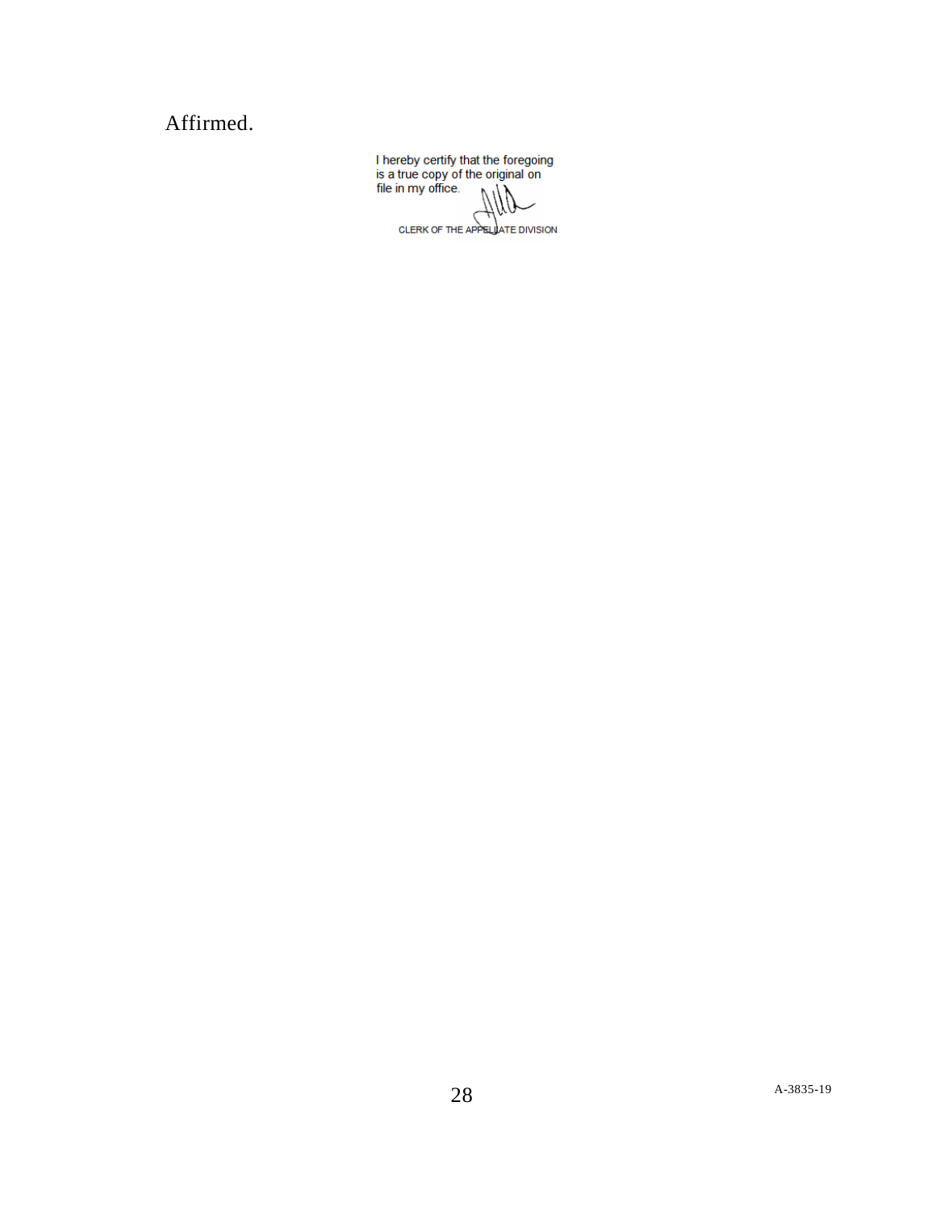Affirmed.

I hereby certify that the foregoing is a true copy of the original on file in my office.

CLERK OF THE APPELLATE DIVISION

A-3835-19